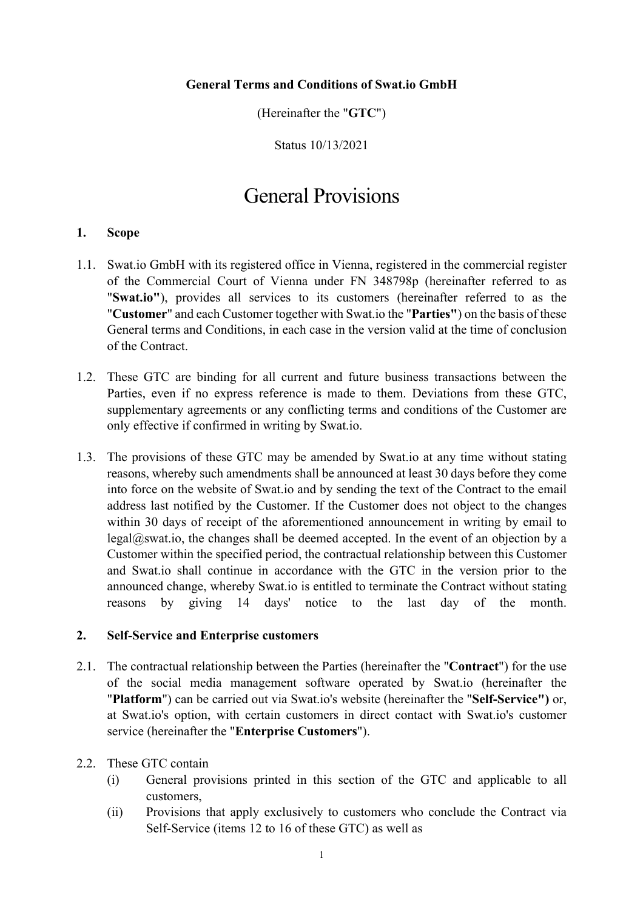**General Terms and Conditions of Swat.io GmbH**

(Hereinafter the "**GTC**")

Status 10/13/2021

# General Provisions

## 1. Scope

1.1. Swat.io GmbH with its registered office in Vienna, registered in the commercial register of the Commercial Court of Vienna under FN 348798p (hereinafter referred to as "**Swat.io"**), provides all services to its customers (hereinafter referred to as the "**Customer**" and each Customer together with Swat.io the "**Parties"**) on the basis of these General terms and Conditions, in each case in the version valid at the time of conclusion of the Contract.

1.2. These GTC are binding for all current and future business transactions between the Parties, even if no express reference is made to them. Deviations from these GTC, supplementary agreements or any conflicting terms and conditions of the Customer are only effective if confirmed in writing by Swat.io.

1.3. The provisions of these GTC may be amended by Swat.io at any time without stating reasons, whereby such amendments shall be announced at least 30 days before they come into force on the website of Swat.io and by sending the text of the Contract to the email address last notified by the Customer. If the Customer does not object to the changes within 30 days of receipt of the aforementioned announcement in writing by email to legal@swat.io, the changes shall be deemed accepted. In the event of an objection by a Customer within the specified period, the contractual relationship between this Customer and Swat.io shall continue in accordance with the GTC in the version prior to the announced change, whereby Swat.io is entitled to terminate the Contract without stating reasons by giving 14 days' notice to the last day of the month.

## 2. Self-Service and Enterprise customers

2.1. The contractual relationship between the Parties (hereinafter the "**Contract**") for the use of the social media management software operated by Swat.io (hereinafter the "**Platform**") can be carried out via Swat.io's website (hereinafter the "**Self-Service")** or, at Swat.io's option, with certain customers in direct contact with Swat.io's customer service (hereinafter the "**Enterprise Customers**").

2.2. These GTC contain

(i) General provisions printed in this section of the GTC and applicable to all customers,

(ii) Provisions that apply exclusively to customers who conclude the Contract via Self-Service (items 12 to 16 of these GTC) as well as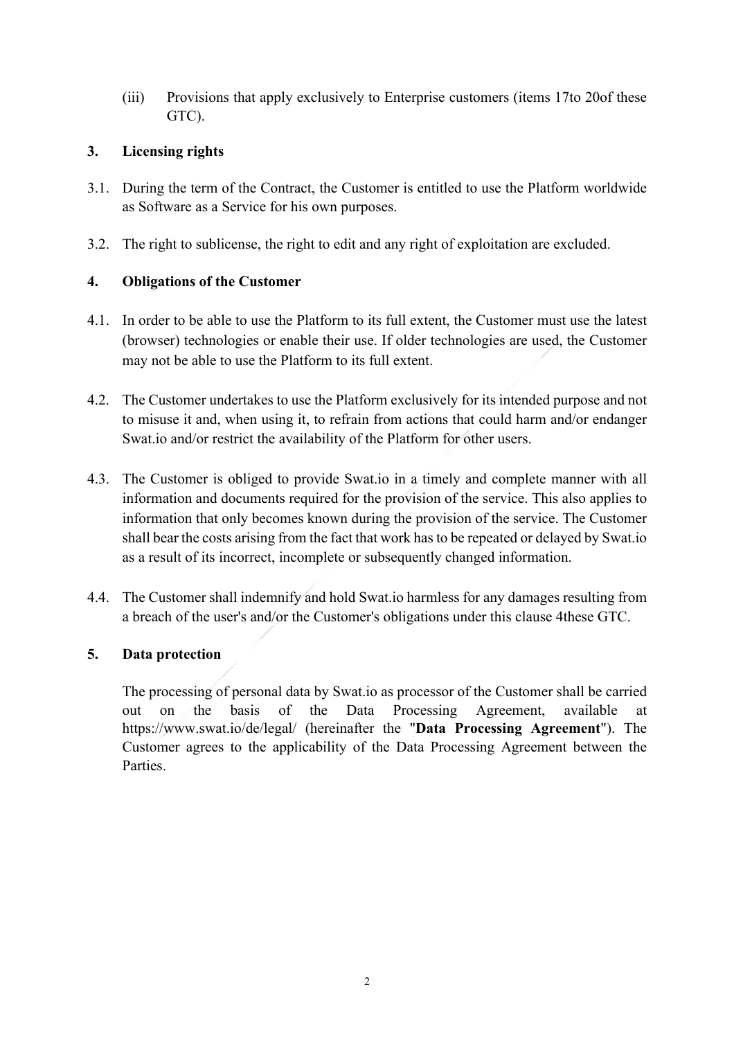(iii) Provisions that apply exclusively to Enterprise customers (items 17to 20of these GTC).

## 3. Licensing rights

3.1. During the term of the Contract, the Customer is entitled to use the Platform worldwide as Software as a Service for his own purposes.

3.2. The right to sublicense, the right to edit and any right of exploitation are excluded.

## 4. Obligations of the Customer

4.1. In order to be able to use the Platform to its full extent, the Customer must use the latest (browser) technologies or enable their use. If older technologies are used, the Customer may not be able to use the Platform to its full extent.

4.2. The Customer undertakes to use the Platform exclusively for its intended purpose and not to misuse it and, when using it, to refrain from actions that could harm and/or endanger Swat.io and/or restrict the availability of the Platform for other users.

4.3. The Customer is obliged to provide Swat.io in a timely and complete manner with all information and documents required for the provision of the service. This also applies to information that only becomes known during the provision of the service. The Customer shall bear the costs arising from the fact that work has to be repeated or delayed by Swat.io as a result of its incorrect, incomplete or subsequently changed information.

4.4. The Customer shall indemnify and hold Swat.io harmless for any damages resulting from a breach of the user's and/or the Customer's obligations under this clause 4these GTC.

## 5. Data protection

The processing of personal data by Swat.io as processor of the Customer shall be carried out on the basis of the Data Processing Agreement, available at https://www.swat.io/de/legal/ (hereinafter the "**Data Processing Agreement**"). The Customer agrees to the applicability of the Data Processing Agreement between the Parties.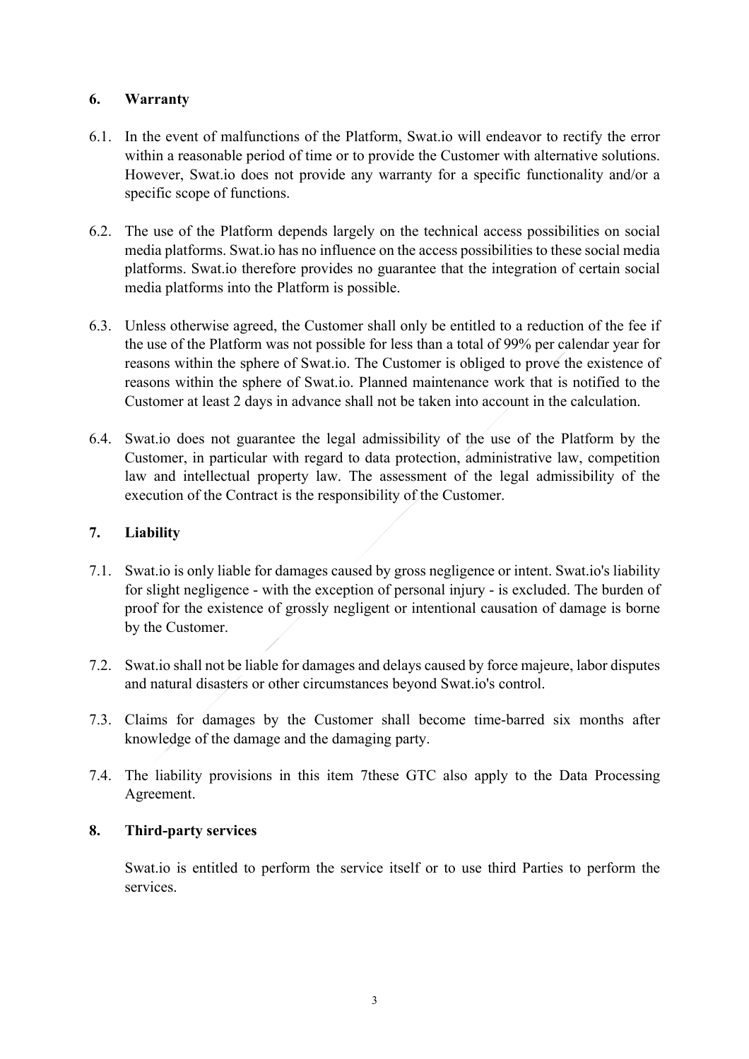## 6. Warranty

6.1. In the event of malfunctions of the Platform, Swat.io will endeavor to rectify the error within a reasonable period of time or to provide the Customer with alternative solutions. However, Swat.io does not provide any warranty for a specific functionality and/or a specific scope of functions.

6.2. The use of the Platform depends largely on the technical access possibilities on social media platforms. Swat.io has no influence on the access possibilities to these social media platforms. Swat.io therefore provides no guarantee that the integration of certain social media platforms into the Platform is possible.

6.3. Unless otherwise agreed, the Customer shall only be entitled to a reduction of the fee if the use of the Platform was not possible for less than a total of 99% per calendar year for reasons within the sphere of Swat.io. The Customer is obliged to prove the existence of reasons within the sphere of Swat.io. Planned maintenance work that is notified to the Customer at least 2 days in advance shall not be taken into account in the calculation.

6.4. Swat.io does not guarantee the legal admissibility of the use of the Platform by the Customer, in particular with regard to data protection, administrative law, competition law and intellectual property law. The assessment of the legal admissibility of the execution of the Contract is the responsibility of the Customer.

## 7. Liability

7.1. Swat.io is only liable for damages caused by gross negligence or intent. Swat.io's liability for slight negligence - with the exception of personal injury - is excluded. The burden of proof for the existence of grossly negligent or intentional causation of damage is borne by the Customer.

7.2. Swat.io shall not be liable for damages and delays caused by force majeure, labor disputes and natural disasters or other circumstances beyond Swat.io's control.

7.3. Claims for damages by the Customer shall become time-barred six months after knowledge of the damage and the damaging party.

7.4. The liability provisions in this item 7these GTC also apply to the Data Processing Agreement.

## 8. Third-party services

Swat.io is entitled to perform the service itself or to use third Parties to perform the services.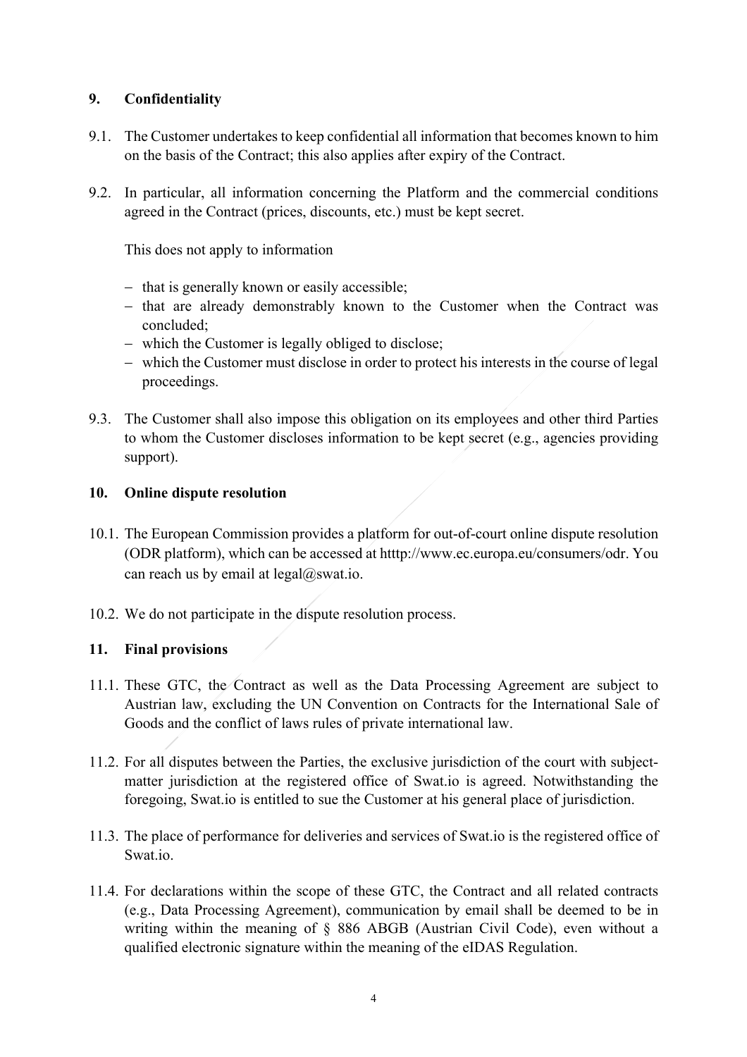## 9. Confidentiality

9.1. The Customer undertakes to keep confidential all information that becomes known to him on the basis of the Contract; this also applies after expiry of the Contract.

9.2. In particular, all information concerning the Platform and the commercial conditions agreed in the Contract (prices, discounts, etc.) must be kept secret.

This does not apply to information

- that is generally known or easily accessible;
- that are already demonstrably known to the Customer when the Contract was concluded;
- which the Customer is legally obliged to disclose;
- which the Customer must disclose in order to protect his interests in the course of legal proceedings.

9.3. The Customer shall also impose this obligation on its employees and other third Parties to whom the Customer discloses information to be kept secret (e.g., agencies providing support).

## 10. Online dispute resolution

10.1. The European Commission provides a platform for out-of-court online dispute resolution (ODR platform), which can be accessed at htttp://www.ec.europa.eu/consumers/odr. You can reach us by email at legal@swat.io.

10.2. We do not participate in the dispute resolution process.

## 11. Final provisions

11.1. These GTC, the Contract as well as the Data Processing Agreement are subject to Austrian law, excluding the UN Convention on Contracts for the International Sale of Goods and the conflict of laws rules of private international law.

11.2. For all disputes between the Parties, the exclusive jurisdiction of the court with subject-matter jurisdiction at the registered office of Swat.io is agreed. Notwithstanding the foregoing, Swat.io is entitled to sue the Customer at his general place of jurisdiction.

11.3. The place of performance for deliveries and services of Swat.io is the registered office of Swat.io.

11.4. For declarations within the scope of these GTC, the Contract and all related contracts (e.g., Data Processing Agreement), communication by email shall be deemed to be in writing within the meaning of § 886 ABGB (Austrian Civil Code), even without a qualified electronic signature within the meaning of the eIDAS Regulation.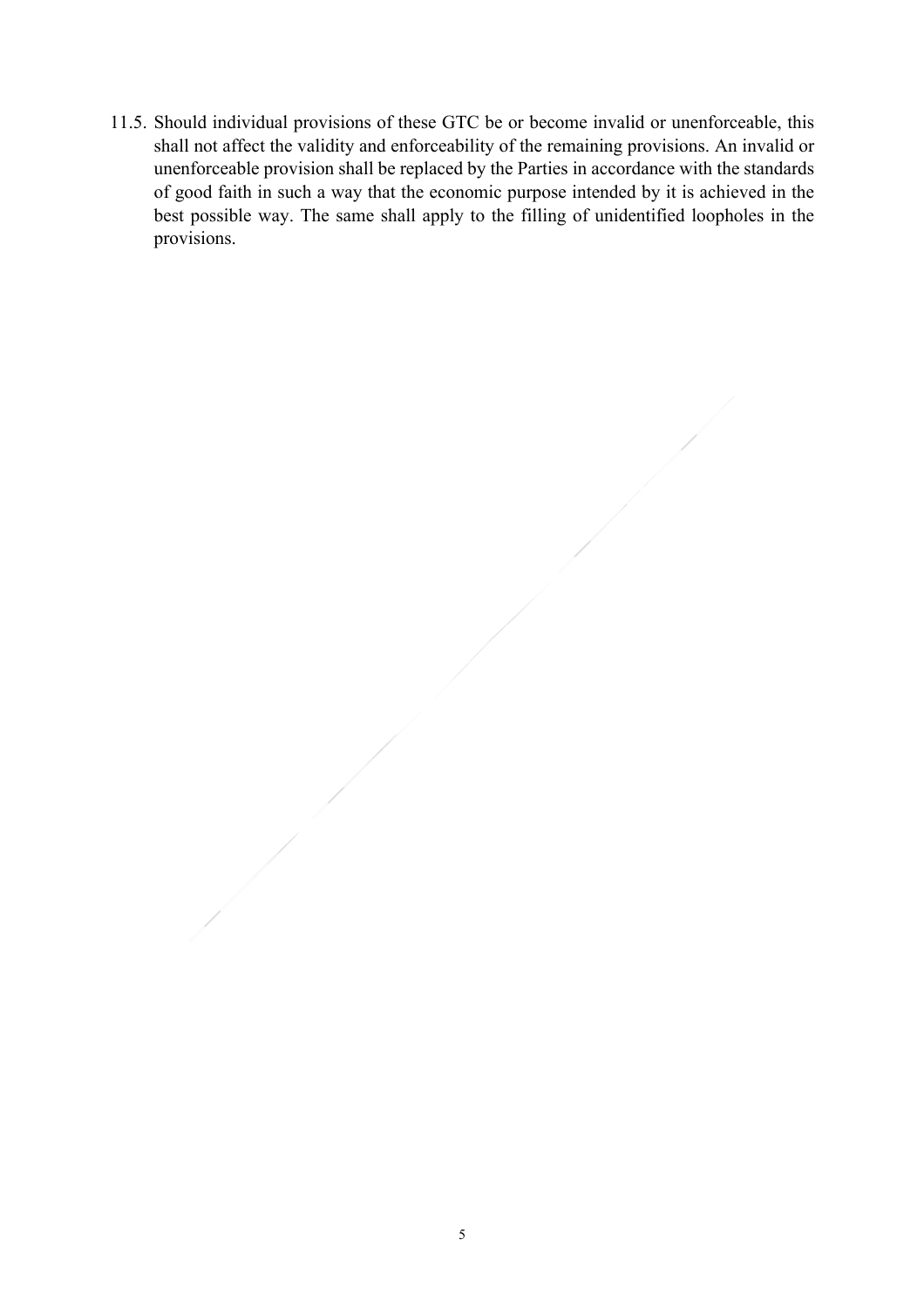11.5. Should individual provisions of these GTC be or become invalid or unenforceable, this shall not affect the validity and enforceability of the remaining provisions. An invalid or unenforceable provision shall be replaced by the Parties in accordance with the standards of good faith in such a way that the economic purpose intended by it is achieved in the best possible way. The same shall apply to the filling of unidentified loopholes in the provisions.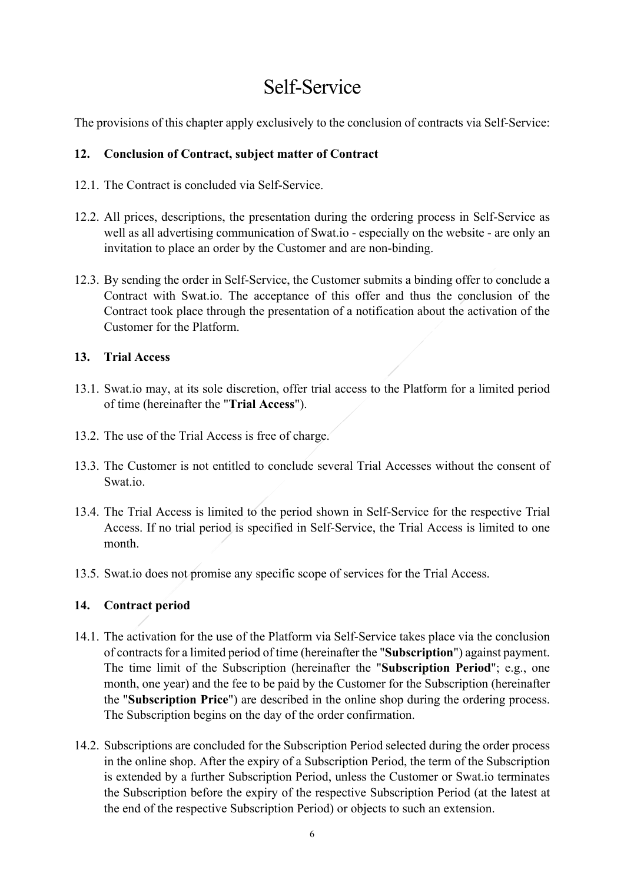# Self-Service

The provisions of this chapter apply exclusively to the conclusion of contracts via Self-Service:

## 12. Conclusion of Contract, subject matter of Contract

12.1. The Contract is concluded via Self-Service.

12.2. All prices, descriptions, the presentation during the ordering process in Self-Service as well as all advertising communication of Swat.io - especially on the website - are only an invitation to place an order by the Customer and are non-binding.

12.3. By sending the order in Self-Service, the Customer submits a binding offer to conclude a Contract with Swat.io. The acceptance of this offer and thus the conclusion of the Contract took place through the presentation of a notification about the activation of the Customer for the Platform.

## 13. Trial Access

13.1. Swat.io may, at its sole discretion, offer trial access to the Platform for a limited period of time (hereinafter the "**Trial Access**").

13.2. The use of the Trial Access is free of charge.

13.3. The Customer is not entitled to conclude several Trial Accesses without the consent of Swat.io.

13.4. The Trial Access is limited to the period shown in Self-Service for the respective Trial Access. If no trial period is specified in Self-Service, the Trial Access is limited to one month.

13.5. Swat.io does not promise any specific scope of services for the Trial Access.

## 14. Contract period

14.1. The activation for the use of the Platform via Self-Service takes place via the conclusion of contracts for a limited period of time (hereinafter the "**Subscription**") against payment. The time limit of the Subscription (hereinafter the "**Subscription Period**"; e.g., one month, one year) and the fee to be paid by the Customer for the Subscription (hereinafter the "**Subscription Price**") are described in the online shop during the ordering process. The Subscription begins on the day of the order confirmation.

14.2. Subscriptions are concluded for the Subscription Period selected during the order process in the online shop. After the expiry of a Subscription Period, the term of the Subscription is extended by a further Subscription Period, unless the Customer or Swat.io terminates the Subscription before the expiry of the respective Subscription Period (at the latest at the end of the respective Subscription Period) or objects to such an extension.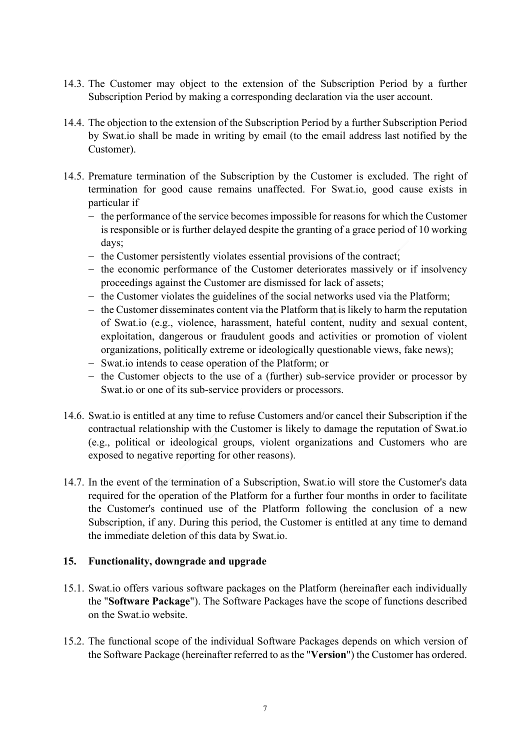14.3. The Customer may object to the extension of the Subscription Period by a further Subscription Period by making a corresponding declaration via the user account.

14.4. The objection to the extension of the Subscription Period by a further Subscription Period by Swat.io shall be made in writing by email (to the email address last notified by the Customer).

14.5. Premature termination of the Subscription by the Customer is excluded. The right of termination for good cause remains unaffected. For Swat.io, good cause exists in particular if

- the performance of the service becomes impossible for reasons for which the Customer is responsible or is further delayed despite the granting of a grace period of 10 working days;
- the Customer persistently violates essential provisions of the contract;
- the economic performance of the Customer deteriorates massively or if insolvency proceedings against the Customer are dismissed for lack of assets;
- the Customer violates the guidelines of the social networks used via the Platform;
- the Customer disseminates content via the Platform that is likely to harm the reputation of Swat.io (e.g., violence, harassment, hateful content, nudity and sexual content, exploitation, dangerous or fraudulent goods and activities or promotion of violent organizations, politically extreme or ideologically questionable views, fake news);
- Swat.io intends to cease operation of the Platform; or
- the Customer objects to the use of a (further) sub-service provider or processor by Swat.io or one of its sub-service providers or processors.

14.6. Swat.io is entitled at any time to refuse Customers and/or cancel their Subscription if the contractual relationship with the Customer is likely to damage the reputation of Swat.io (e.g., political or ideological groups, violent organizations and Customers who are exposed to negative reporting for other reasons).

14.7. In the event of the termination of a Subscription, Swat.io will store the Customer's data required for the operation of the Platform for a further four months in order to facilitate the Customer's continued use of the Platform following the conclusion of a new Subscription, if any. During this period, the Customer is entitled at any time to demand the immediate deletion of this data by Swat.io.

## 15. Functionality, downgrade and upgrade

15.1. Swat.io offers various software packages on the Platform (hereinafter each individually the "**Software Package**"). The Software Packages have the scope of functions described on the Swat.io website.

15.2. The functional scope of the individual Software Packages depends on which version of the Software Package (hereinafter referred to as the "**Version**") the Customer has ordered.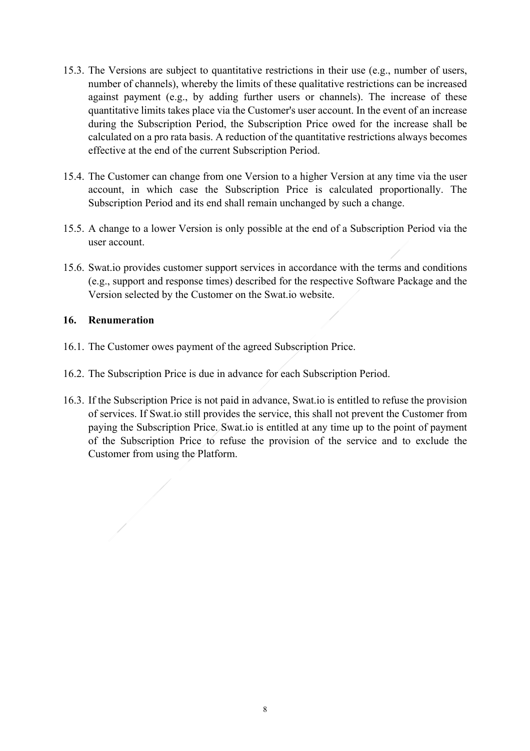15.3. The Versions are subject to quantitative restrictions in their use (e.g., number of users, number of channels), whereby the limits of these qualitative restrictions can be increased against payment (e.g., by adding further users or channels). The increase of these quantitative limits takes place via the Customer's user account. In the event of an increase during the Subscription Period, the Subscription Price owed for the increase shall be calculated on a pro rata basis. A reduction of the quantitative restrictions always becomes effective at the end of the current Subscription Period.

15.4. The Customer can change from one Version to a higher Version at any time via the user account, in which case the Subscription Price is calculated proportionally. The Subscription Period and its end shall remain unchanged by such a change.

15.5. A change to a lower Version is only possible at the end of a Subscription Period via the user account.

15.6. Swat.io provides customer support services in accordance with the terms and conditions (e.g., support and response times) described for the respective Software Package and the Version selected by the Customer on the Swat.io website.

## 16. Renumeration

16.1. The Customer owes payment of the agreed Subscription Price.

16.2. The Subscription Price is due in advance for each Subscription Period.

16.3. If the Subscription Price is not paid in advance, Swat.io is entitled to refuse the provision of services. If Swat.io still provides the service, this shall not prevent the Customer from paying the Subscription Price. Swat.io is entitled at any time up to the point of payment of the Subscription Price to refuse the provision of the service and to exclude the Customer from using the Platform.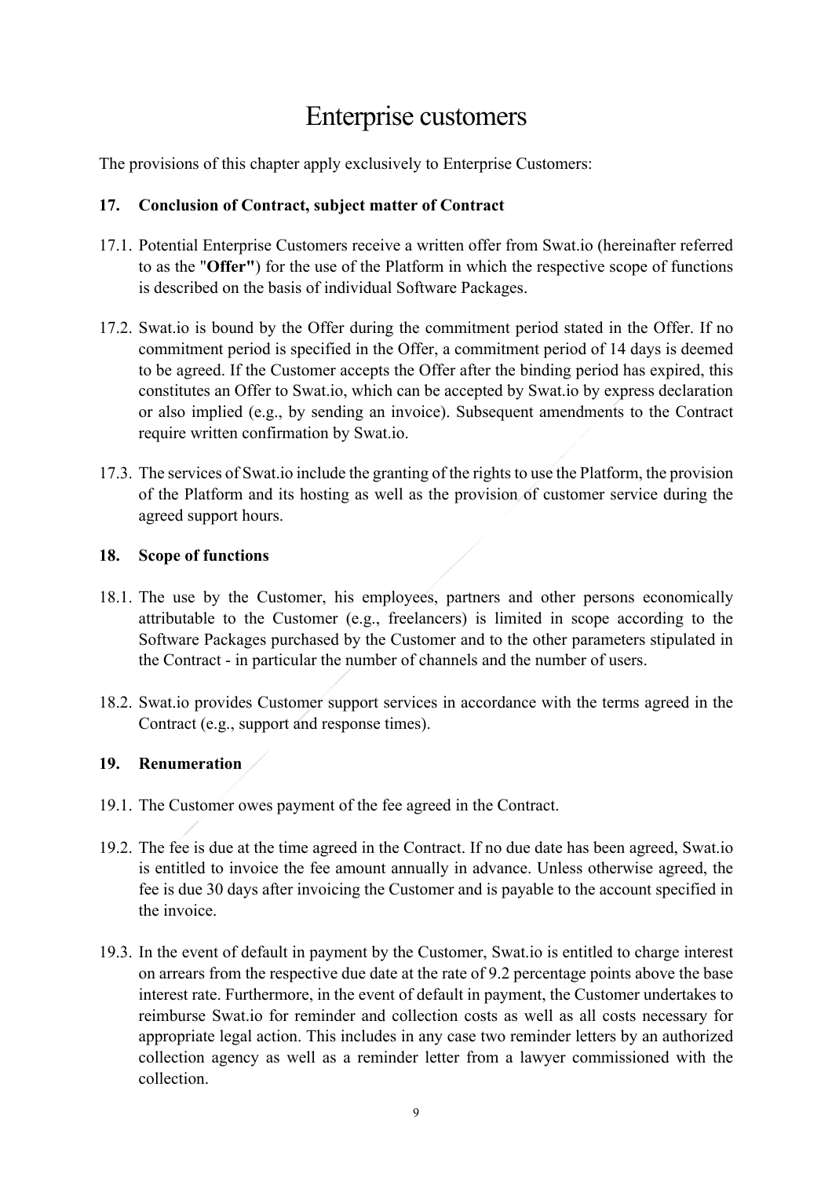# Enterprise customers

The provisions of this chapter apply exclusively to Enterprise Customers:

## 17. Conclusion of Contract, subject matter of Contract

17.1. Potential Enterprise Customers receive a written offer from Swat.io (hereinafter referred to as the "**Offer"**) for the use of the Platform in which the respective scope of functions is described on the basis of individual Software Packages.

17.2. Swat.io is bound by the Offer during the commitment period stated in the Offer. If no commitment period is specified in the Offer, a commitment period of 14 days is deemed to be agreed. If the Customer accepts the Offer after the binding period has expired, this constitutes an Offer to Swat.io, which can be accepted by Swat.io by express declaration or also implied (e.g., by sending an invoice). Subsequent amendments to the Contract require written confirmation by Swat.io.

17.3. The services of Swat.io include the granting of the rights to use the Platform, the provision of the Platform and its hosting as well as the provision of customer service during the agreed support hours.

## 18. Scope of functions

18.1. The use by the Customer, his employees, partners and other persons economically attributable to the Customer (e.g., freelancers) is limited in scope according to the Software Packages purchased by the Customer and to the other parameters stipulated in the Contract - in particular the number of channels and the number of users.

18.2. Swat.io provides Customer support services in accordance with the terms agreed in the Contract (e.g., support and response times).

## 19. Renumeration

19.1. The Customer owes payment of the fee agreed in the Contract.

19.2. The fee is due at the time agreed in the Contract. If no due date has been agreed, Swat.io is entitled to invoice the fee amount annually in advance. Unless otherwise agreed, the fee is due 30 days after invoicing the Customer and is payable to the account specified in the invoice.

19.3. In the event of default in payment by the Customer, Swat.io is entitled to charge interest on arrears from the respective due date at the rate of 9.2 percentage points above the base interest rate. Furthermore, in the event of default in payment, the Customer undertakes to reimburse Swat.io for reminder and collection costs as well as all costs necessary for appropriate legal action. This includes in any case two reminder letters by an authorized collection agency as well as a reminder letter from a lawyer commissioned with the collection.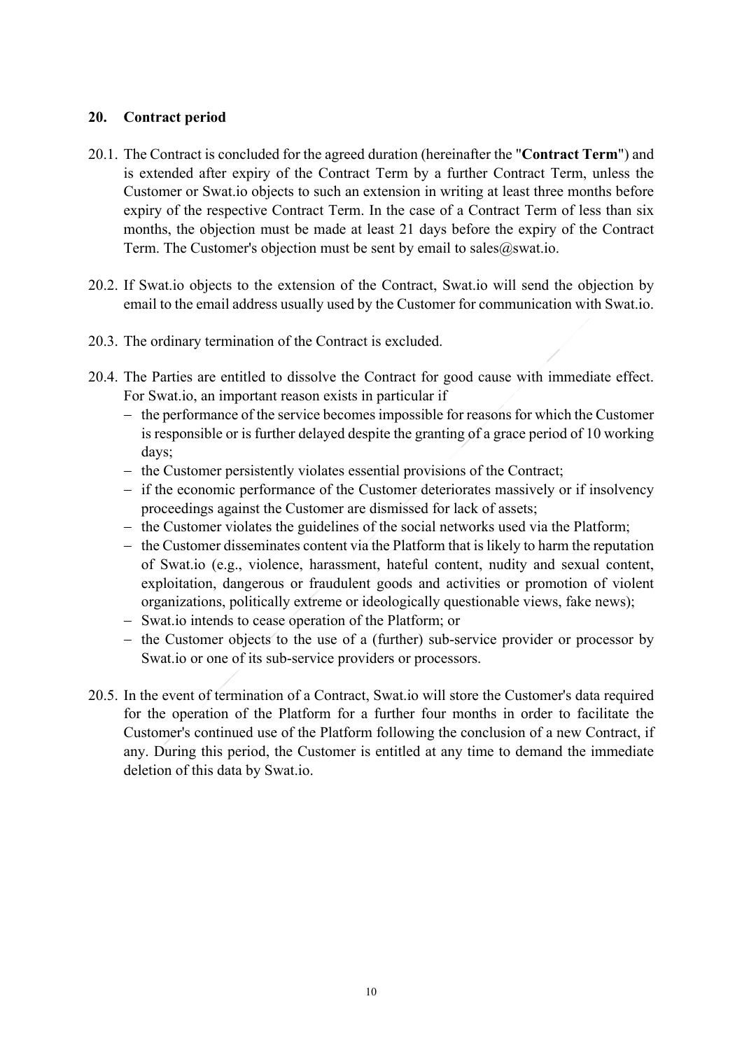## 20. Contract period

20.1. The Contract is concluded for the agreed duration (hereinafter the "**Contract Term**") and is extended after expiry of the Contract Term by a further Contract Term, unless the Customer or Swat.io objects to such an extension in writing at least three months before expiry of the respective Contract Term. In the case of a Contract Term of less than six months, the objection must be made at least 21 days before the expiry of the Contract Term. The Customer's objection must be sent by email to sales@swat.io.

20.2. If Swat.io objects to the extension of the Contract, Swat.io will send the objection by email to the email address usually used by the Customer for communication with Swat.io.

20.3. The ordinary termination of the Contract is excluded.

20.4. The Parties are entitled to dissolve the Contract for good cause with immediate effect. For Swat.io, an important reason exists in particular if

- the performance of the service becomes impossible for reasons for which the Customer is responsible or is further delayed despite the granting of a grace period of 10 working days;
- the Customer persistently violates essential provisions of the Contract;
- if the economic performance of the Customer deteriorates massively or if insolvency proceedings against the Customer are dismissed for lack of assets;
- the Customer violates the guidelines of the social networks used via the Platform;
- the Customer disseminates content via the Platform that is likely to harm the reputation of Swat.io (e.g., violence, harassment, hateful content, nudity and sexual content, exploitation, dangerous or fraudulent goods and activities or promotion of violent organizations, politically extreme or ideologically questionable views, fake news);
- Swat.io intends to cease operation of the Platform; or
- the Customer objects to the use of a (further) sub-service provider or processor by Swat.io or one of its sub-service providers or processors.

20.5. In the event of termination of a Contract, Swat.io will store the Customer's data required for the operation of the Platform for a further four months in order to facilitate the Customer's continued use of the Platform following the conclusion of a new Contract, if any. During this period, the Customer is entitled at any time to demand the immediate deletion of this data by Swat.io.